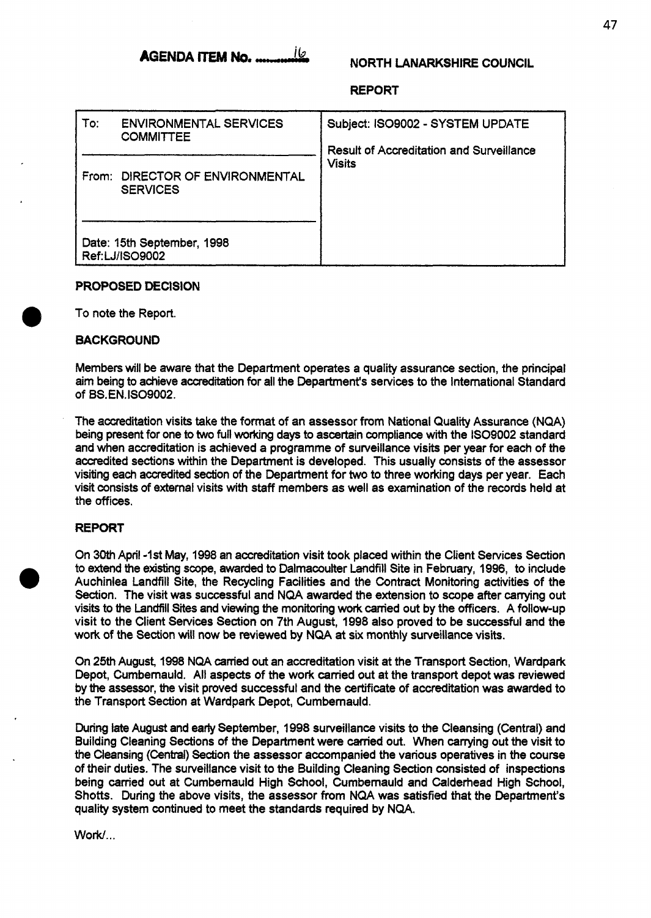**AGENDA ITEM No. 16**

**NORTH LANARKSHIRE COUNCIL**

**REPORT**

| To: ENVIRONMENTAL SERVICES COMMITTEE | Subject: ISO9002 - SYSTEM UPDATE |
|---|---|
| From: DIRECTOR OF ENVIRONMENTAL SERVICES | Result of Accreditation and Surveillance Visits |
| Date: 15th September, 1998 Ref:LJ/ISO9002 | |

**PROPOSED DECISION**

To note the Report.

**BACKGROUND**

Members will be aware that the Department operates a quality assurance section, the principal aim being to achieve accreditation for all the Department's services to the International Standard of BS.EN.ISO9002.

The accreditation visits take the format of an assessor from National Quality Assurance (NQA) being present for one to two full working days to ascertain compliance with the ISO9002 standard and when accreditation is achieved a programme of surveillance visits per year for each of the accredited sections within the Department is developed. This usually consists of the assessor visiting each accredited section of the Department for two to three working days per year. Each visit consists of external visits with staff members as well as examination of the records held at the offices.

**REPORT**

On 30th April -1st May, 1998 an accreditation visit took placed within the Client Services Section to extend the existing scope, awarded to Dalmacoulter Landfill Site in February, 1996, to include Auchinlea Landfill Site, the Recycling Facilities and the Contract Monitoring activities of the Section. The visit was successful and NQA awarded the extension to scope after carrying out visits to the Landfill Sites and viewing the monitoring work carried out by the officers. A follow-up visit to the Client Services Section on 7th August, 1998 also proved to be successful and the work of the Section will now be reviewed by NQA at six monthly surveillance visits.

On 25th August, 1998 NQA carried out an accreditation visit at the Transport Section, Wardpark Depot, Cumbernauld. All aspects of the work carried out at the transport depot was reviewed by the assessor, the visit proved successful and the certificate of accreditation was awarded to the Transport Section at Wardpark Depot, Cumbernauld.

During late August and early September, 1998 surveillance visits to the Cleansing (Central) and Building Cleaning Sections of the Department were carried out. When carrying out the visit to the Cleansing (Central) Section the assessor accompanied the various operatives in the course of their duties. The surveillance visit to the Building Cleaning Section consisted of inspections being carried out at Cumbernauld High School, Cumbernauld and Calderhead High School, Shotts. During the above visits, the assessor from NQA was satisfied that the Department's quality system continued to meet the standards required by NQA.

Work/...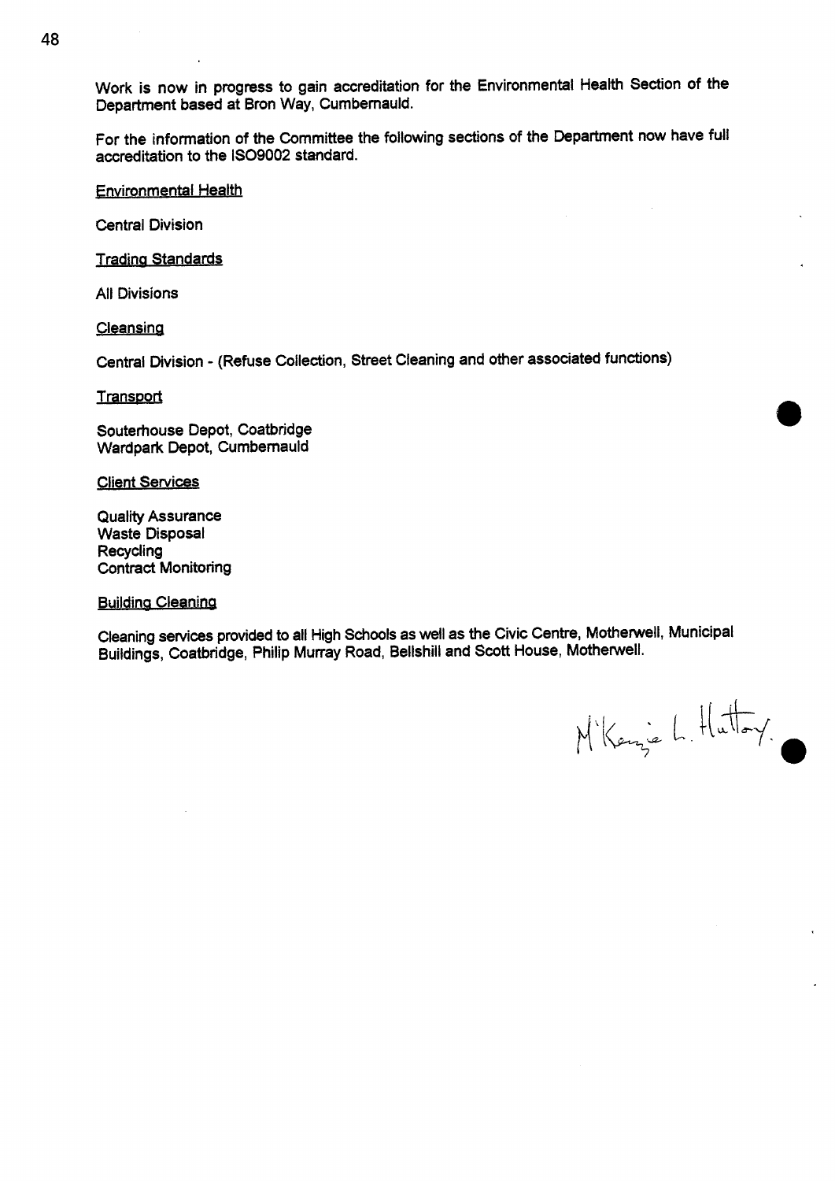Work is now in progress to gain accreditation for the Environmental Health Section of the Department based at Bron Way, Cumbernauld.

For the information of the Committee the following sections of the Department now have full accreditation to the ISO9002 standard.

<u>Environmental Health</u>

Central Division

<u>Trading Standards</u>

All Divisions

<u>Cleansing</u>

Central Division - (Refuse Collection, Street Cleaning and other associated functions)

<u>Transport</u>

Southerhouse Depot, Coatbridge
Wardpark Depot, Cumbernauld

<u>Client Services</u>

Quality Assurance
Waste Disposal
Recycling
Contract Monitoring

<u>Building Cleaning</u>

Cleaning services provided to all High Schools as well as the Civic Centre, Motherwell, Municipal Buildings, Coatbridge, Philip Murray Road, Bellshill and Scott House, Motherwell.

M'Kenzie L. Hattay.